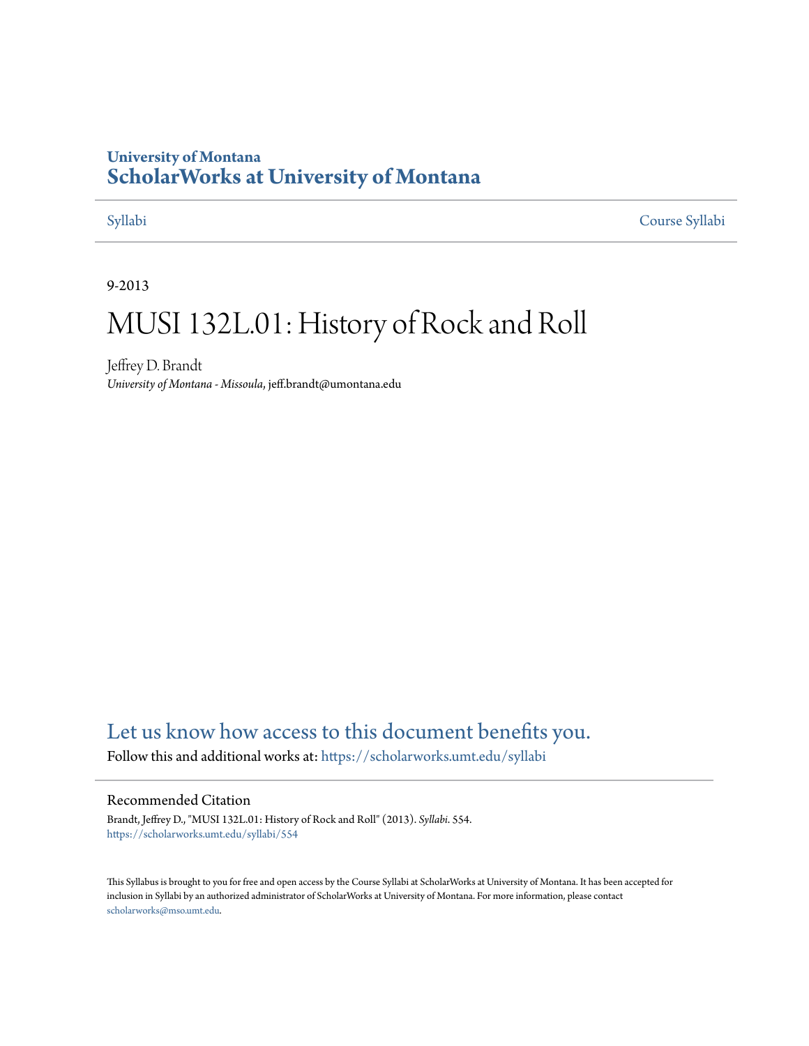University of Montana

# ScholarWorks at University of Montana

Syllabi | Course Syllabi

9-2013

# MUSI 132L.01: History of Rock and Roll

Jeffrey D. Brandt
*University of Montana - Missoula*, jeff.brandt@umontana.edu

Let us know how access to this document benefits you.

Follow this and additional works at: https://scholarworks.umt.edu/syllabi

## Recommended Citation

Brandt, Jeffrey D., "MUSI 132L.01: History of Rock and Roll" (2013). *Syllabi*. 554.
https://scholarworks.umt.edu/syllabi/554

This Syllabus is brought to you for free and open access by the Course Syllabi at ScholarWorks at University of Montana. It has been accepted for inclusion in Syllabi by an authorized administrator of ScholarWorks at University of Montana. For more information, please contact scholarworks@mso.umt.edu.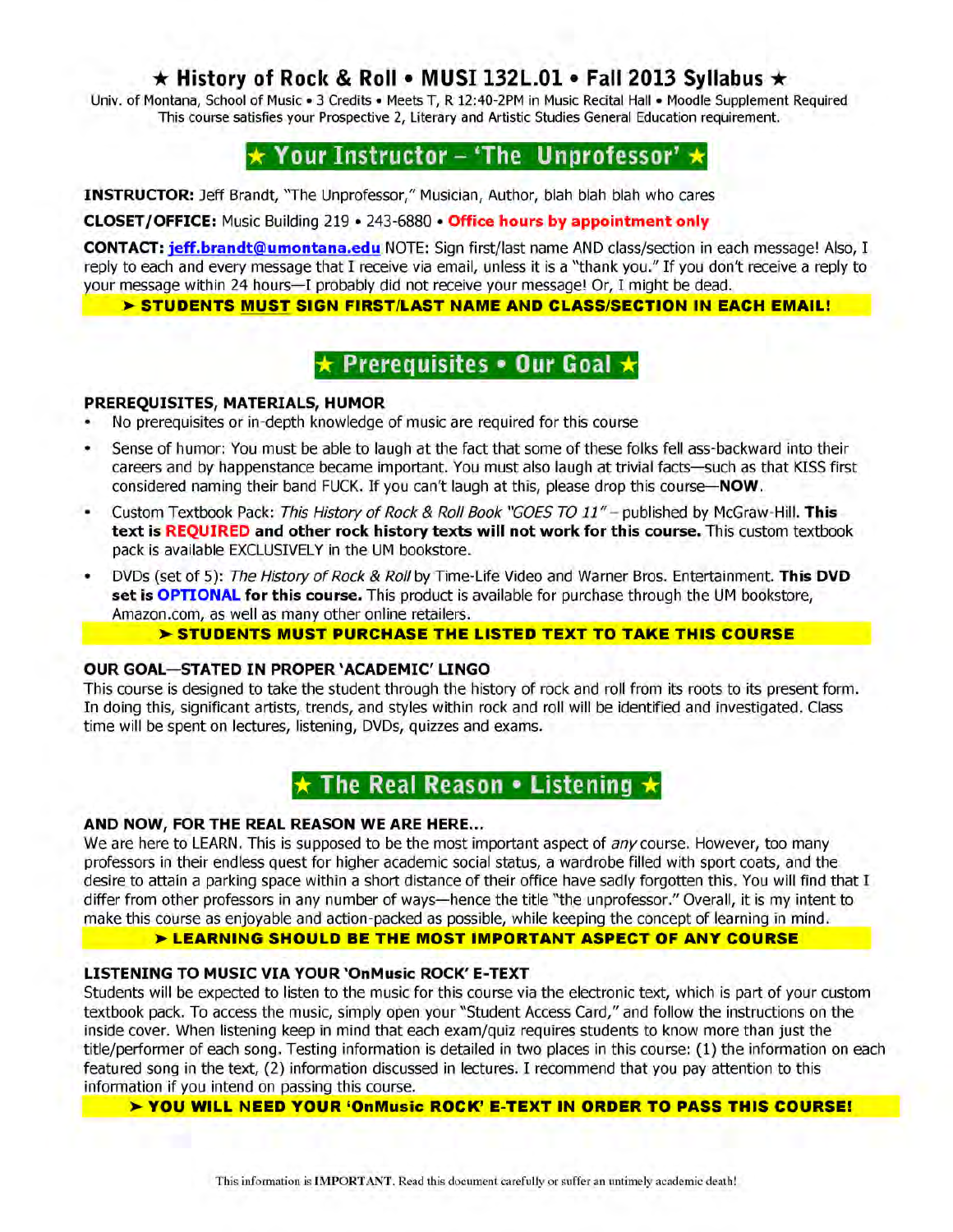# ★ History of Rock & Roll • MUSI 132L.01 • Fall 2013 Syllabus ★

Univ. of Montana, School of Music • 3 Credits • Meets T, R 12:40-2PM in Music Recital Hall • Moodle Supplement Required
This course satisfies your Prospective 2, Literary and Artistic Studies General Education requirement.

## ★ Your Instructor – 'The Unprofessor' ★

**INSTRUCTOR:** Jeff Brandt, "The Unprofessor," Musician, Author, blah blah blah who cares

**CLOSET/OFFICE:** Music Building 219 • 243-6880 • **Office hours by appointment only**

**CONTACT:** jeff.brandt@umontana.edu NOTE: Sign first/last name AND class/section in each message! Also, I reply to each and every message that I receive via email, unless it is a "thank you." If you don't receive a reply to your message within 24 hours—I probably did not receive your message! Or, I might be dead.

**➤ STUDENTS MUST SIGN FIRST/LAST NAME AND CLASS/SECTION IN EACH EMAIL!**

## ★ Prerequisites • Our Goal ★

### PREREQUISITES, MATERIALS, HUMOR

- No prerequisites or in-depth knowledge of music are required for this course
- Sense of humor: You must be able to laugh at the fact that some of these folks fell ass-backward into their careers and by happenstance became important. You must also laugh at trivial facts—such as that KISS first considered naming their band FUCK. If you can't laugh at this, please drop this course—**NOW**.
- Custom Textbook Pack: *This History of Rock & Roll Book "GOES TO 11"* – published by McGraw-Hill. **This text is REQUIRED and other rock history texts will not work for this course.** This custom textbook pack is available EXCLUSIVELY in the UM bookstore.
- DVDs (set of 5): *The History of Rock & Roll* by Time-Life Video and Warner Bros. Entertainment. **This DVD set is OPTIONAL for this course.** This product is available for purchase through the UM bookstore, Amazon.com, as well as many other online retailers.

**➤ STUDENTS MUST PURCHASE THE LISTED TEXT TO TAKE THIS COURSE**

### OUR GOAL—STATED IN PROPER 'ACADEMIC' LINGO

This course is designed to take the student through the history of rock and roll from its roots to its present form. In doing this, significant artists, trends, and styles within rock and roll will be identified and investigated. Class time will be spent on lectures, listening, DVDs, quizzes and exams.

## ★ The Real Reason • Listening ★

### AND NOW, FOR THE REAL REASON WE ARE HERE...

We are here to LEARN. This is supposed to be the most important aspect of *any* course. However, too many professors in their endless quest for higher academic social status, a wardrobe filled with sport coats, and the desire to attain a parking space within a short distance of their office have sadly forgotten this. You will find that I differ from other professors in any number of ways—hence the title "the unprofessor." Overall, it is my intent to make this course as enjoyable and action-packed as possible, while keeping the concept of learning in mind.

**➤ LEARNING SHOULD BE THE MOST IMPORTANT ASPECT OF ANY COURSE**

### LISTENING TO MUSIC VIA YOUR 'OnMusic ROCK' E-TEXT

Students will be expected to listen to the music for this course via the electronic text, which is part of your custom textbook pack. To access the music, simply open your "Student Access Card," and follow the instructions on the inside cover. When listening keep in mind that each exam/quiz requires students to know more than just the title/performer of each song. Testing information is detailed in two places in this course: (1) the information on each featured song in the text, (2) information discussed in lectures. I recommend that you pay attention to this information if you intend on passing this course.

**➤ YOU WILL NEED YOUR 'OnMusic ROCK' E-TEXT IN ORDER TO PASS THIS COURSE!**

This information is IMPORTANT. Read this document carefully or suffer an untimely academic death!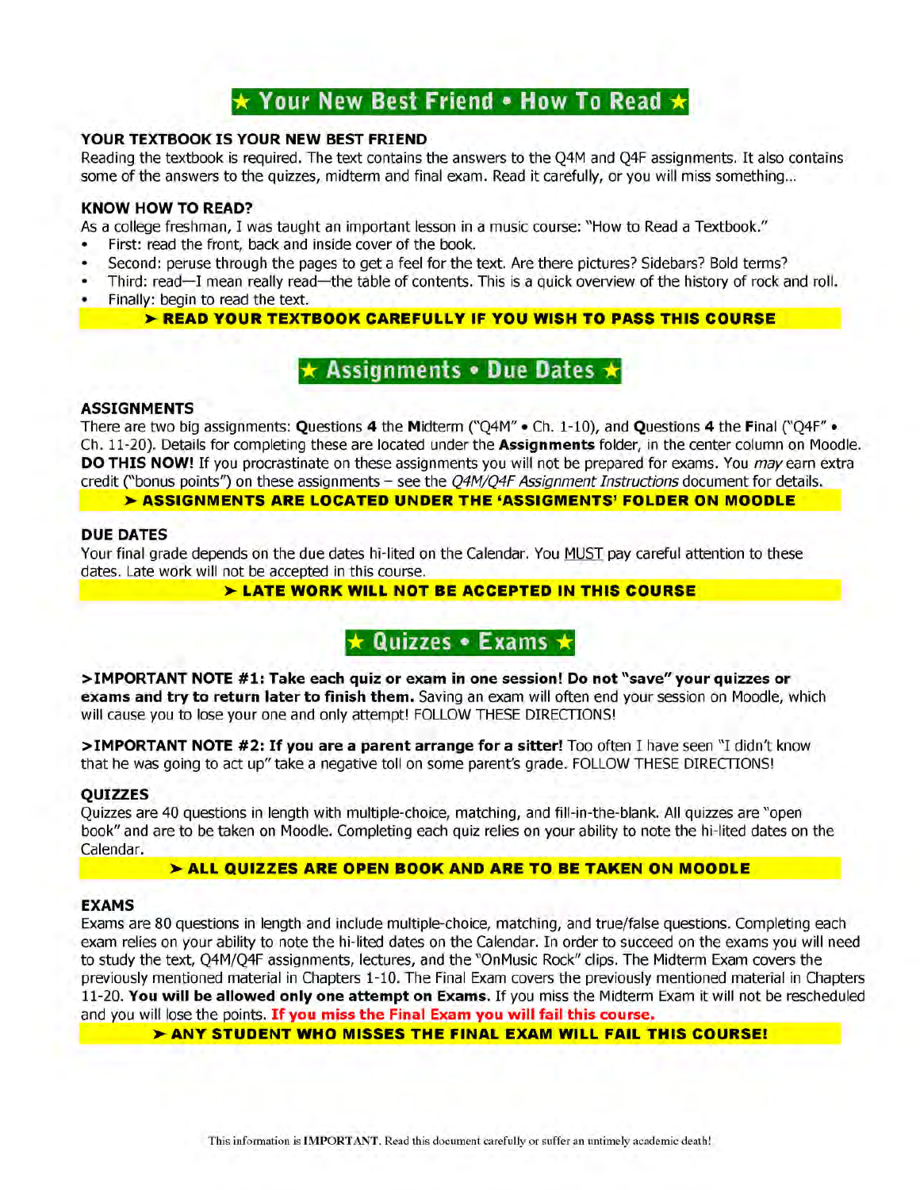## ★ Your New Best Friend • How To Read ★

**YOUR TEXTBOOK IS YOUR NEW BEST FRIEND**

Reading the textbook is required. The text contains the answers to the Q4M and Q4F assignments. It also contains some of the answers to the quizzes, midterm and final exam. Read it carefully, or you will miss something...

**KNOW HOW TO READ?**

As a college freshman, I was taught an important lesson in a music course: "How to Read a Textbook."

- First: read the front, back and inside cover of the book.
- Second: peruse through the pages to get a feel for the text. Are there pictures? Sidebars? Bold terms?
- Third: read—I mean really read—the table of contents. This is a quick overview of the history of rock and roll.
- Finally: begin to read the text.

**➤ READ YOUR TEXTBOOK CAREFULLY IF YOU WISH TO PASS THIS COURSE**

## ★ Assignments • Due Dates ★

**ASSIGNMENTS**

There are two big assignments: **Q**uestions **4** the **M**idterm ("Q4M" • Ch. 1-10), and **Q**uestions **4** the **F**inal ("Q4F" • Ch. 11-20). Details for completing these are located under the **Assignments** folder, in the center column on Moodle. **DO THIS NOW!** If you procrastinate on these assignments you will not be prepared for exams. You *may* earn extra credit ("bonus points") on these assignments – see the *Q4M/Q4F Assignment Instructions* document for details.

**➤ ASSIGNMENTS ARE LOCATED UNDER THE 'ASSIGMENTS' FOLDER ON MOODLE**

**DUE DATES**

Your final grade depends on the due dates hi-lited on the Calendar. You MUST pay careful attention to these dates. Late work will not be accepted in this course.

**➤ LATE WORK WILL NOT BE ACCEPTED IN THIS COURSE**

## ★ Quizzes • Exams ★

**>IMPORTANT NOTE #1: Take each quiz or exam in one session! Do not "save" your quizzes or exams and try to return later to finish them.** Saving an exam will often end your session on Moodle, which will cause you to lose your one and only attempt! FOLLOW THESE DIRECTIONS!

**>IMPORTANT NOTE #2: If you are a parent arrange for a sitter!** Too often I have seen "I didn't know that he was going to act up" take a negative toll on some parent's grade. FOLLOW THESE DIRECTIONS!

**QUIZZES**

Quizzes are 40 questions in length with multiple-choice, matching, and fill-in-the-blank. All quizzes are "open book" and are to be taken on Moodle. Completing each quiz relies on your ability to note the hi-lited dates on the Calendar.

**➤ ALL QUIZZES ARE OPEN BOOK AND ARE TO BE TAKEN ON MOODLE**

**EXAMS**

Exams are 80 questions in length and include multiple-choice, matching, and true/false questions. Completing each exam relies on your ability to note the hi-lited dates on the Calendar. In order to succeed on the exams you will need to study the text, Q4M/Q4F assignments, lectures, and the "OnMusic Rock" clips. The Midterm Exam covers the previously mentioned material in Chapters 1-10. The Final Exam covers the previously mentioned material in Chapters 11-20. **You will be allowed only one attempt on Exams.** If you miss the Midterm Exam it will not be rescheduled and you will lose the points. **If you miss the Final Exam you will fail this course.**

**➤ ANY STUDENT WHO MISSES THE FINAL EXAM WILL FAIL THIS COURSE!**

This information is **IMPORTANT**. Read this document carefully or suffer an untimely academic death!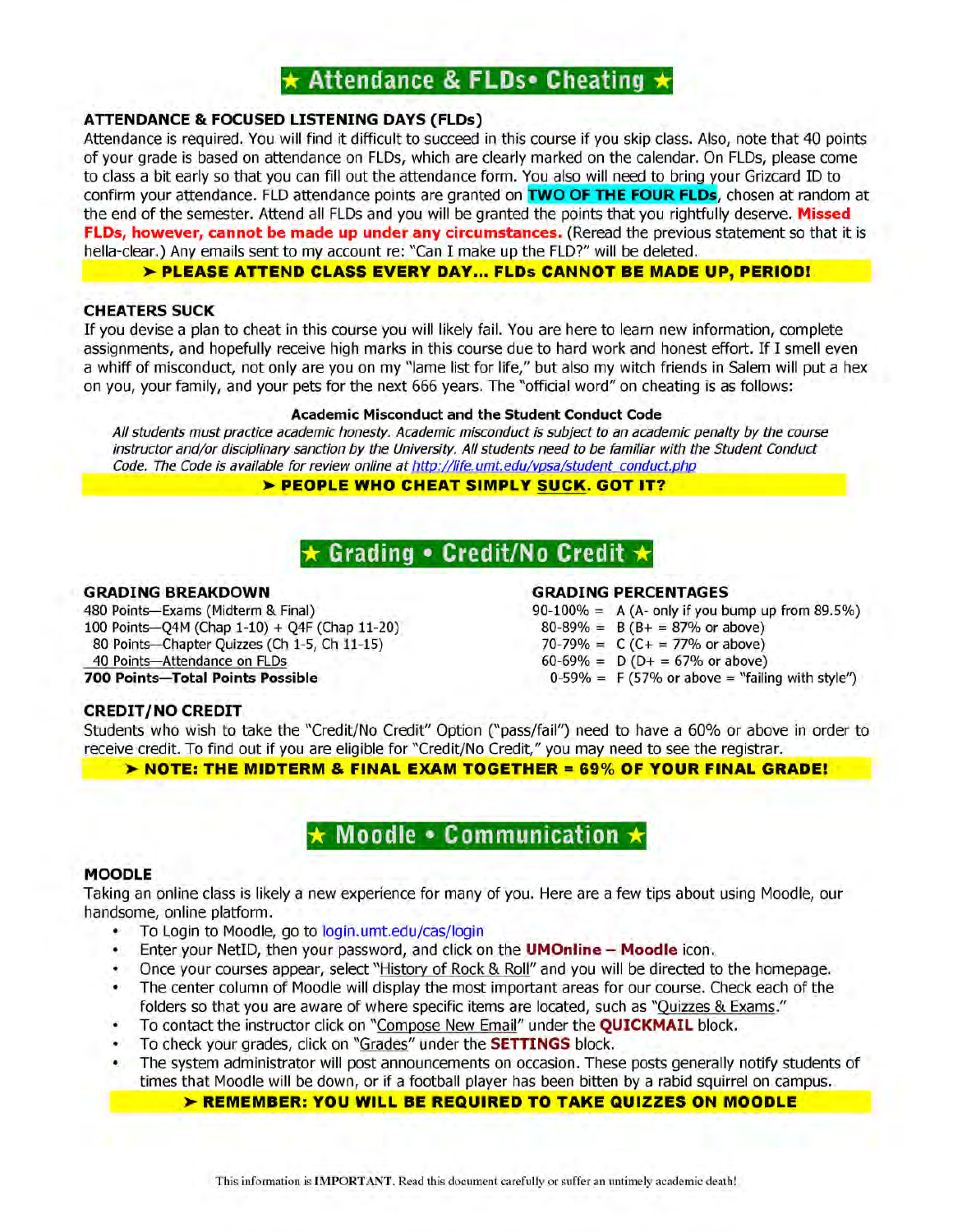## ★ Attendance & FLDs• Cheating ★

### ATTENDANCE & FOCUSED LISTENING DAYS (FLDs)

Attendance is required. You will find it difficult to succeed in this course if you skip class. Also, note that 40 points of your grade is based on attendance on FLDs, which are clearly marked on the calendar. On FLDs, please come to class a bit early so that you can fill out the attendance form. You also will need to bring your Grizcard ID to confirm your attendance. FLD attendance points are granted on **TWO OF THE FOUR FLDs**, chosen at random at the end of the semester. Attend all FLDs and you will be granted the points that you rightfully deserve. **Missed FLDs, however, cannot be made up under any circumstances.** (Reread the previous statement so that it is hella-clear.) Any emails sent to my account re: "Can I make up the FLD?" will be deleted.

**➤ PLEASE ATTEND CLASS EVERY DAY... FLDs CANNOT BE MADE UP, PERIOD!**

### CHEATERS SUCK

If you devise a plan to cheat in this course you will likely fail. You are here to learn new information, complete assignments, and hopefully receive high marks in this course due to hard work and honest effort. If I smell even a whiff of misconduct, not only are you on my "lame list for life," but also my witch friends in Salem will put a hex on you, your family, and your pets for the next 666 years. The "official word" on cheating is as follows:

**Academic Misconduct and the Student Conduct Code**

*All students must practice academic honesty. Academic misconduct is subject to an academic penalty by the course instructor and/or disciplinary sanction by the University. All students need to be familiar with the Student Conduct Code. The Code is available for review online at http://life.umt.edu/vpsa/student_conduct.php*

**➤ PEOPLE WHO CHEAT SIMPLY SUCK. GOT IT?**

## ★ Grading • Credit/No Credit ★

### GRADING BREAKDOWN

480 Points—Exams (Midterm & Final)
100 Points—Q4M (Chap 1-10) + Q4F (Chap 11-20)
80 Points—Chapter Quizzes (Ch 1-5, Ch 11-15)
40 Points—Attendance on FLDs
**700 Points—Total Points Possible**

### GRADING PERCENTAGES

90-100% = A (A- only if you bump up from 89.5%)
80-89% = B (B+ = 87% or above)
70-79% = C (C+ = 77% or above)
60-69% = D (D+ = 67% or above)
0-59% = F (57% or above = "failing with style")

### CREDIT/NO CREDIT

Students who wish to take the "Credit/No Credit" Option ("pass/fail") need to have a 60% or above in order to receive credit. To find out if you are eligible for "Credit/No Credit," you may need to see the registrar.

**➤ NOTE: THE MIDTERM & FINAL EXAM TOGETHER = 69% OF YOUR FINAL GRADE!**

## ★ Moodle • Communication ★

### MOODLE

Taking an online class is likely a new experience for many of you. Here are a few tips about using Moodle, our handsome, online platform.

- To Login to Moodle, go to login.umt.edu/cas/login
- Enter your NetID, then your password, and click on the **UMOnline – Moodle** icon.
- Once your courses appear, select "History of Rock & Roll" and you will be directed to the homepage.
- The center column of Moodle will display the most important areas for our course. Check each of the folders so that you are aware of where specific items are located, such as "Quizzes & Exams."
- To contact the instructor click on "Compose New Email" under the **QUICKMAIL** block.
- To check your grades, click on "Grades" under the **SETTINGS** block.
- The system administrator will post announcements on occasion. These posts generally notify students of times that Moodle will be down, or if a football player has been bitten by a rabid squirrel on campus.

**➤ REMEMBER: YOU WILL BE REQUIRED TO TAKE QUIZZES ON MOODLE**

This information is IMPORTANT. Read this document carefully or suffer an untimely academic death!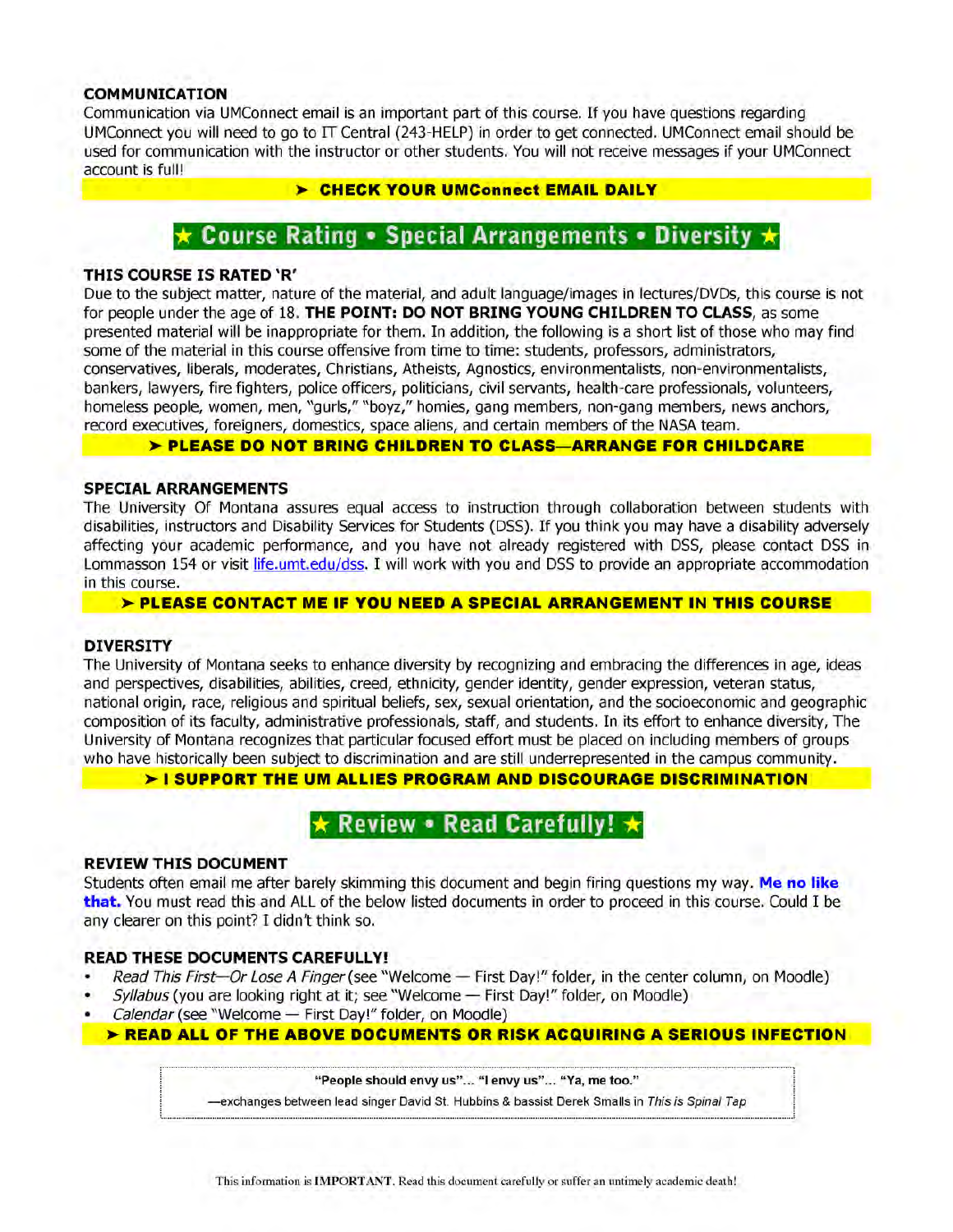### COMMUNICATION

Communication via UMConnect email is an important part of this course. If you have questions regarding UMConnect you will need to go to IT Central (243-HELP) in order to get connected. UMConnect email should be used for communication with the instructor or other students. You will not receive messages if your UMConnect account is full!

**➤ CHECK YOUR UMConnect EMAIL DAILY**

## ★ Course Rating • Special Arrangements • Diversity ★

### THIS COURSE IS RATED 'R'

Due to the subject matter, nature of the material, and adult language/images in lectures/DVDs, this course is not for people under the age of 18. **THE POINT: DO NOT BRING YOUNG CHILDREN TO CLASS**, as some presented material will be inappropriate for them. In addition, the following is a short list of those who may find some of the material in this course offensive from time to time: students, professors, administrators, conservatives, liberals, moderates, Christians, Atheists, Agnostics, environmentalists, non-environmentalists, bankers, lawyers, fire fighters, police officers, politicians, civil servants, health-care professionals, volunteers, homeless people, women, men, "gurls," "boyz," homies, gang members, non-gang members, news anchors, record executives, foreigners, domestics, space aliens, and certain members of the NASA team.

**➤ PLEASE DO NOT BRING CHILDREN TO CLASS—ARRANGE FOR CHILDCARE**

### SPECIAL ARRANGEMENTS

The University Of Montana assures equal access to instruction through collaboration between students with disabilities, instructors and Disability Services for Students (DSS). If you think you may have a disability adversely affecting your academic performance, and you have not already registered with DSS, please contact DSS in Lommasson 154 or visit life.umt.edu/dss. I will work with you and DSS to provide an appropriate accommodation in this course.

**➤ PLEASE CONTACT ME IF YOU NEED A SPECIAL ARRANGEMENT IN THIS COURSE**

### DIVERSITY

The University of Montana seeks to enhance diversity by recognizing and embracing the differences in age, ideas and perspectives, disabilities, abilities, creed, ethnicity, gender identity, gender expression, veteran status, national origin, race, religious and spiritual beliefs, sex, sexual orientation, and the socioeconomic and geographic composition of its faculty, administrative professionals, staff, and students. In its effort to enhance diversity, The University of Montana recognizes that particular focused effort must be placed on including members of groups who have historically been subject to discrimination and are still underrepresented in the campus community.

**➤ I SUPPORT THE UM ALLIES PROGRAM AND DISCOURAGE DISCRIMINATION**

## ★ Review • Read Carefully! ★

### REVIEW THIS DOCUMENT

Students often email me after barely skimming this document and begin firing questions my way. **Me no like that.** You must read this and ALL of the below listed documents in order to proceed in this course. Could I be any clearer on this point? I didn't think so.

### READ THESE DOCUMENTS CAREFULLY!

- *Read This First—Or Lose A Finger* (see "Welcome — First Day!" folder, in the center column, on Moodle)
- *Syllabus* (you are looking right at it; see "Welcome — First Day!" folder, on Moodle)
- *Calendar* (see "Welcome — First Day!" folder, on Moodle)

**➤ READ ALL OF THE ABOVE DOCUMENTS OR RISK ACQUIRING A SERIOUS INFECTION**

> **"People should envy us"... "I envy us"... "Ya, me too."**
>
> —exchanges between lead singer David St. Hubbins & bassist Derek Smalls in *This is Spinal Tap*

This information is **IMPORTANT**. Read this document carefully or suffer an untimely academic death!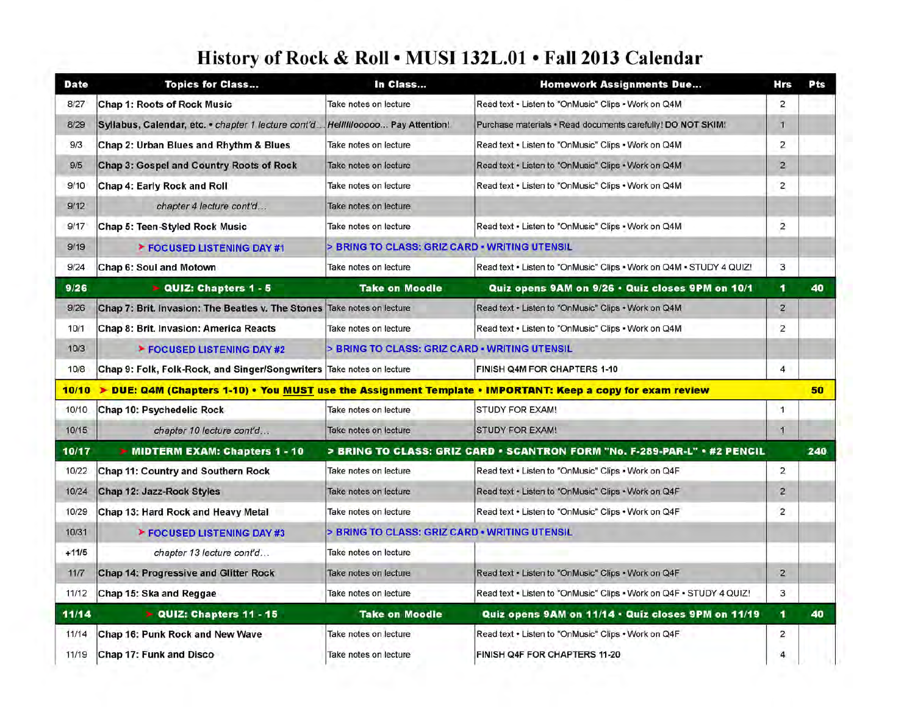# History of Rock & Roll • MUSI 132L.01 • Fall 2013 Calendar

| Date | Topics for Class... | In Class... | Homework Assignments Due... | Hrs | Pts |
|---|---|---|---|---|---|
| 8/27 | **Chap 1: Roots of Rock Music** | Take notes on lecture | Read text • Listen to "OnMusic" Clips • Work on Q4M | 2 | |
| 8/29 | **Syllabus, Calendar, etc.** • *chapter 1 lecture cont'd...* | *Hellllloooo...* Pay Attention! | Purchase materials • Read documents carefully! DO NOT SKIM! | 1 | |
| 9/3 | **Chap 2: Urban Blues and Rhythm & Blues** | Take notes on lecture | Read text • Listen to "OnMusic" Clips • Work on Q4M | 2 | |
| 9/5 | **Chap 3: Gospel and Country Roots of Rock** | Take notes on lecture | Read text • Listen to "OnMusic" Clips • Work on Q4M | 2 | |
| 9/10 | **Chap 4: Early Rock and Roll** | Take notes on lecture | Read text • Listen to "OnMusic" Clips • Work on Q4M | 2 | |
| 9/12 | *chapter 4 lecture cont'd...* | Take notes on lecture | | | |
| 9/17 | **Chap 5: Teen-Styled Rock Music** | Take notes on lecture | Read text • Listen to "OnMusic" Clips • Work on Q4M | 2 | |
| 9/19 | **> FOCUSED LISTENING DAY #1** | **> BRING TO CLASS: GRIZ CARD • WRITING UTENSIL** | | | |
| 9/24 | **Chap 6: Soul and Motown** | Take notes on lecture | Read text • Listen to "OnMusic" Clips • Work on Q4M • STUDY 4 QUIZ! | 3 | |
| **9/26** | **> QUIZ: Chapters 1 - 5** | **Take on Moodle** | **Quiz opens 9AM on 9/26 • Quiz closes 9PM on 10/1** | **1** | **40** |
| 9/26 | **Chap 7: Brit. Invasion: The Beatles v. The Stones** | Take notes on lecture | Read text • Listen to "OnMusic" Clips • Work on Q4M | 2 | |
| 10/1 | **Chap 8: Brit. Invasion: America Reacts** | Take notes on lecture | Read text • Listen to "OnMusic" Clips • Work on Q4M | 2 | |
| 10/3 | **> FOCUSED LISTENING DAY #2** | **> BRING TO CLASS: GRIZ CARD • WRITING UTENSIL** | | | |
| 10/8 | **Chap 9: Folk, Folk-Rock, and Singer/Songwriters** | Take notes on lecture | FINISH Q4M FOR CHAPTERS 1-10 | 4 | |
| **10/10** | **> DUE: Q4M (Chapters 1-10) • You MUST use the Assignment Template • IMPORTANT: Keep a copy for exam review** | | | | **50** |
| 10/10 | **Chap 10: Psychedelic Rock** | Take notes on lecture | STUDY FOR EXAM! | 1 | |
| 10/15 | *chapter 10 lecture cont'd...* | Take notes on lecture | STUDY FOR EXAM! | 1 | |
| **10/17** | **> MIDTERM EXAM: Chapters 1 - 10** | **> BRING TO CLASS: GRIZ CARD • SCANTRON FORM "No. F-289-PAR-L" • #2 PENCIL** | | | **240** |
| 10/22 | **Chap 11: Country and Southern Rock** | Take notes on lecture | Read text • Listen to "OnMusic" Clips • Work on Q4F | 2 | |
| 10/24 | **Chap 12: Jazz-Rock Styles** | Take notes on lecture | Read text • Listen to "OnMusic" Clips • Work on Q4F | 2 | |
| 10/29 | **Chap 13: Hard Rock and Heavy Metal** | Take notes on lecture | Read text • Listen to "OnMusic" Clips • Work on Q4F | 2 | |
| 10/31 | **> FOCUSED LISTENING DAY #3** | **> BRING TO CLASS: GRIZ CARD • WRITING UTENSIL** | | | |
| +11/5 | *chapter 13 lecture cont'd...* | Take notes on lecture | | | |
| 11/7 | **Chap 14: Progressive and Glitter Rock** | Take notes on lecture | Read text • Listen to "OnMusic" Clips • Work on Q4F | 2 | |
| 11/12 | **Chap 15: Ska and Reggae** | Take notes on lecture | Read text • Listen to "OnMusic" Clips • Work on Q4F • STUDY 4 QUIZ! | 3 | |
| **11/14** | **> QUIZ: Chapters 11 - 15** | **Take on Moodle** | **Quiz opens 9AM on 11/14 • Quiz closes 9PM on 11/19** | **1** | **40** |
| 11/14 | **Chap 16: Punk Rock and New Wave** | Take notes on lecture | Read text • Listen to "OnMusic" Clips • Work on Q4F | 2 | |
| 11/19 | **Chap 17: Funk and Disco** | Take notes on lecture | FINISH Q4F FOR CHAPTERS 11-20 | 4 | |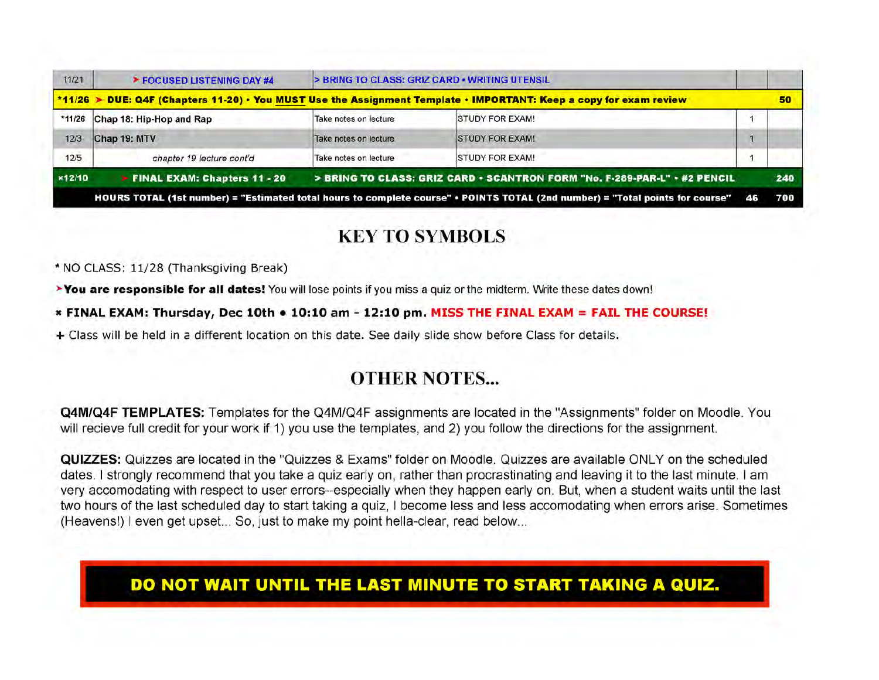| | | | | | |
|---|---|---|---|---|---|
| 11/21 | ➤ FOCUSED LISTENING DAY #4 | > BRING TO CLASS: GRIZ CARD • WRITING UTENSIL | | | |
| *11/26 | ➤ DUE: Q4F (Chapters 11-20) • You MUST Use the Assignment Template • IMPORTANT: Keep a copy for exam review | | | | 50 |
| *11/26 | Chap 18: Hip-Hop and Rap | Take notes on lecture | STUDY FOR EXAM! | 1 | |
| 12/3 | Chap 19: MTV | Take notes on lecture | STUDY FOR EXAM! | 1 | |
| 12/5 | *chapter 19 lecture cont'd* | Take notes on lecture | STUDY FOR EXAM! | 1 | |
| ×12/10 | ➤ FINAL EXAM: Chapters 11 - 20 | > BRING TO CLASS: GRIZ CARD • SCANTRON FORM "No. F-289-PAR-L" • #2 PENCIL | | | 240 |
| | HOURS TOTAL (1st number) = "Estimated total hours to complete course" • POINTS TOTAL (2nd number) = "Total points for course" | | | 46 | 700 |

## KEY TO SYMBOLS

\* NO CLASS: 11/28 (Thanksgiving Break)

➤**You are responsible for all dates!** You will lose points if you miss a quiz or the midterm. Write these dates down!

× **FINAL EXAM: Thursday, Dec 10th • 10:10 am - 12:10 pm. MISS THE FINAL EXAM = FAIL THE COURSE!**

\+ Class will be held in a different location on this date. See daily slide show before Class for details.

## OTHER NOTES...

**Q4M/Q4F TEMPLATES:** Templates for the Q4M/Q4F assignments are located in the "Assignments" folder on Moodle. You will recieve full credit for your work if 1) you use the templates, and 2) you follow the directions for the assignment.

**QUIZZES:** Quizzes are located in the "Quizzes & Exams" folder on Moodle. Quizzes are available ONLY on the scheduled dates. I strongly recommend that you take a quiz early on, rather than procrastinating and leaving it to the last minute. I am very accomodating with respect to user errors--especially when they happen early on. But, when a student waits until the last two hours of the last scheduled day to start taking a quiz, I become less and less accomodating when errors arise. Sometimes (Heavens!) I even get upset... So, just to make my point hella-clear, read below...

**DO NOT WAIT UNTIL THE LAST MINUTE TO START TAKING A QUIZ.**